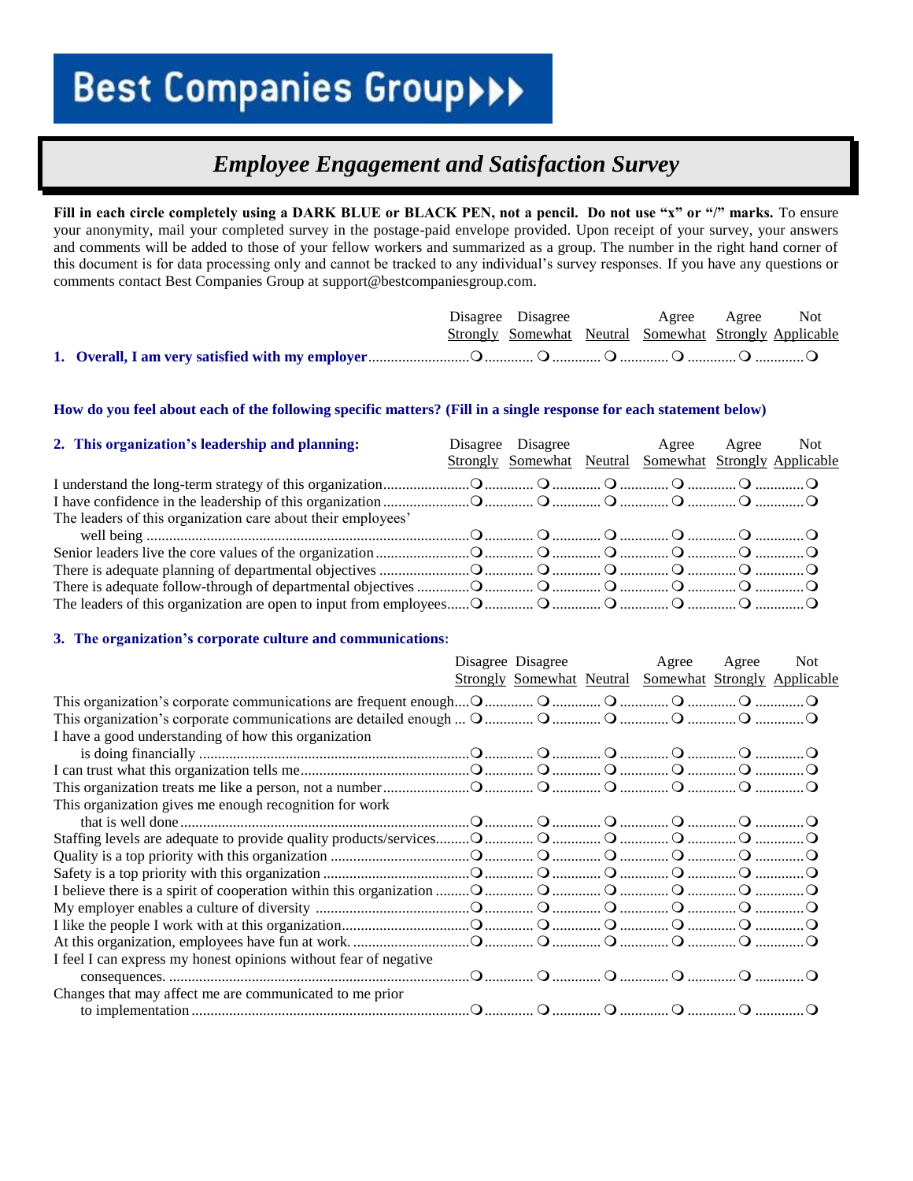# Best Companies Group

## *Employee Engagement and Satisfaction Survey*

**Fill in each circle completely using a DARK BLUE or BLACK PEN, not a pencil. Do not use "x" or "/" marks.** To ensure your anonymity, mail your completed survey in the postage-paid envelope provided. Upon receipt of your survey, your answers and comments will be added to those of your fellow workers and summarized as a group. The number in the right hand corner of this document is for data processing only and cannot be tracked to any individual's survey responses. If you have any questions or comments contact Best Companies Group at support@bestcompaniesgroup.com.

| | Disagree Strongly | Disagree Somewhat | Neutral | Agree Somewhat | Agree Strongly | Not Applicable |
|---|---|---|---|---|---|---|
| **1. Overall, I am very satisfied with my employer** | ❍ | ❍ | ❍ | ❍ | ❍ | ❍ |

**How do you feel about each of the following specific matters? (Fill in a single response for each statement below)**

| **2. This organization's leadership and planning:** | Disagree Strongly | Disagree Somewhat | Neutral | Agree Somewhat | Agree Strongly | Not Applicable |
|---|---|---|---|---|---|---|
| I understand the long-term strategy of this organization | ❍ | ❍ | ❍ | ❍ | ❍ | ❍ |
| I have confidence in the leadership of this organization | ❍ | ❍ | ❍ | ❍ | ❍ | ❍ |
| The leaders of this organization care about their employees' well being | ❍ | ❍ | ❍ | ❍ | ❍ | ❍ |
| Senior leaders live the core values of the organization | ❍ | ❍ | ❍ | ❍ | ❍ | ❍ |
| There is adequate planning of departmental objectives | ❍ | ❍ | ❍ | ❍ | ❍ | ❍ |
| There is adequate follow-through of departmental objectives | ❍ | ❍ | ❍ | ❍ | ❍ | ❍ |
| The leaders of this organization are open to input from employees | ❍ | ❍ | ❍ | ❍ | ❍ | ❍ |

**3. The organization's corporate culture and communications:**

| | Disagree Strongly | Disagree Somewhat | Neutral | Agree Somewhat | Agree Strongly | Not Applicable |
|---|---|---|---|---|---|---|
| This organization's corporate communications are frequent enough | ❍ | ❍ | ❍ | ❍ | ❍ | ❍ |
| This organization's corporate communications are detailed enough | ❍ | ❍ | ❍ | ❍ | ❍ | ❍ |
| I have a good understanding of how this organization is doing financially | ❍ | ❍ | ❍ | ❍ | ❍ | ❍ |
| I can trust what this organization tells me | ❍ | ❍ | ❍ | ❍ | ❍ | ❍ |
| This organization treats me like a person, not a number | ❍ | ❍ | ❍ | ❍ | ❍ | ❍ |
| This organization gives me enough recognition for work that is well done | ❍ | ❍ | ❍ | ❍ | ❍ | ❍ |
| Staffing levels are adequate to provide quality products/services | ❍ | ❍ | ❍ | ❍ | ❍ | ❍ |
| Quality is a top priority with this organization | ❍ | ❍ | ❍ | ❍ | ❍ | ❍ |
| Safety is a top priority with this organization | ❍ | ❍ | ❍ | ❍ | ❍ | ❍ |
| I believe there is a spirit of cooperation within this organization | ❍ | ❍ | ❍ | ❍ | ❍ | ❍ |
| My employer enables a culture of diversity | ❍ | ❍ | ❍ | ❍ | ❍ | ❍ |
| I like the people I work with at this organization | ❍ | ❍ | ❍ | ❍ | ❍ | ❍ |
| At this organization, employees have fun at work. | ❍ | ❍ | ❍ | ❍ | ❍ | ❍ |
| I feel I can express my honest opinions without fear of negative consequences. | ❍ | ❍ | ❍ | ❍ | ❍ | ❍ |
| Changes that may affect me are communicated to me prior to implementation | ❍ | ❍ | ❍ | ❍ | ❍ | ❍ |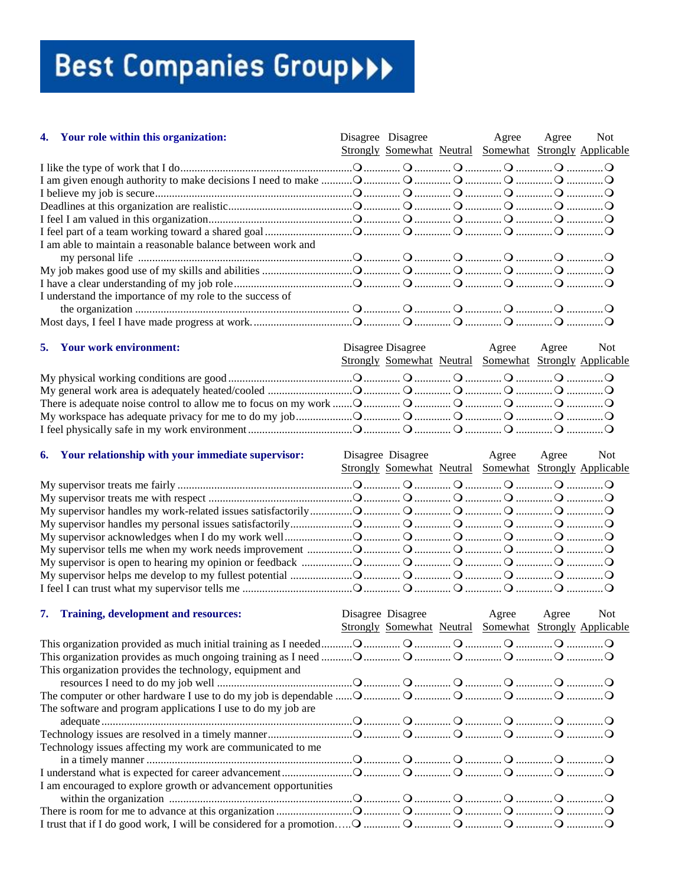# Best Companies Group

| 4. Your role within this organization: | Disagree Strongly | Disagree Somewhat | Neutral | Agree Somewhat | Agree Strongly | Not Applicable |
|---|---|---|---|---|---|---|
| I like the type of work that I do | ❍ | ❍ | ❍ | ❍ | ❍ | ❍ |
| I am given enough authority to make decisions I need to make | ❍ | ❍ | ❍ | ❍ | ❍ | ❍ |
| I believe my job is secure | ❍ | ❍ | ❍ | ❍ | ❍ | ❍ |
| Deadlines at this organization are realistic | ❍ | ❍ | ❍ | ❍ | ❍ | ❍ |
| I feel I am valued in this organization | ❍ | ❍ | ❍ | ❍ | ❍ | ❍ |
| I feel part of a team working toward a shared goal | ❍ | ❍ | ❍ | ❍ | ❍ | ❍ |
| I am able to maintain a reasonable balance between work and my personal life | ❍ | ❍ | ❍ | ❍ | ❍ | ❍ |
| My job makes good use of my skills and abilities | ❍ | ❍ | ❍ | ❍ | ❍ | ❍ |
| I have a clear understanding of my job role | ❍ | ❍ | ❍ | ❍ | ❍ | ❍ |
| I understand the importance of my role to the success of the organization | ❍ | ❍ | ❍ | ❍ | ❍ | ❍ |
| Most days, I feel I have made progress at work. | ❍ | ❍ | ❍ | ❍ | ❍ | ❍ |

| 5. Your work environment: | Disagree Strongly | Disagree Somewhat | Neutral | Agree Somewhat | Agree Strongly | Not Applicable |
|---|---|---|---|---|---|---|
| My physical working conditions are good | ❍ | ❍ | ❍ | ❍ | ❍ | ❍ |
| My general work area is adequately heated/cooled | ❍ | ❍ | ❍ | ❍ | ❍ | ❍ |
| There is adequate noise control to allow me to focus on my work | ❍ | ❍ | ❍ | ❍ | ❍ | ❍ |
| My workspace has adequate privacy for me to do my job | ❍ | ❍ | ❍ | ❍ | ❍ | ❍ |
| I feel physically safe in my work environment | ❍ | ❍ | ❍ | ❍ | ❍ | ❍ |

| 6. Your relationship with your immediate supervisor: | Disagree Strongly | Disagree Somewhat | Neutral | Agree Somewhat | Agree Strongly | Not Applicable |
|---|---|---|---|---|---|---|
| My supervisor treats me fairly | ❍ | ❍ | ❍ | ❍ | ❍ | ❍ |
| My supervisor treats me with respect | ❍ | ❍ | ❍ | ❍ | ❍ | ❍ |
| My supervisor handles my work-related issues satisfactorily | ❍ | ❍ | ❍ | ❍ | ❍ | ❍ |
| My supervisor handles my personal issues satisfactorily | ❍ | ❍ | ❍ | ❍ | ❍ | ❍ |
| My supervisor acknowledges when I do my work well | ❍ | ❍ | ❍ | ❍ | ❍ | ❍ |
| My supervisor tells me when my work needs improvement | ❍ | ❍ | ❍ | ❍ | ❍ | ❍ |
| My supervisor is open to hearing my opinion or feedback | ❍ | ❍ | ❍ | ❍ | ❍ | ❍ |
| My supervisor helps me develop to my fullest potential | ❍ | ❍ | ❍ | ❍ | ❍ | ❍ |
| I feel I can trust what my supervisor tells me | ❍ | ❍ | ❍ | ❍ | ❍ | ❍ |

| 7. Training, development and resources: | Disagree Strongly | Disagree Somewhat | Neutral | Agree Somewhat | Agree Strongly | Not Applicable |
|---|---|---|---|---|---|---|
| This organization provided as much initial training as I needed | ❍ | ❍ | ❍ | ❍ | ❍ | ❍ |
| This organization provides as much ongoing training as I need | ❍ | ❍ | ❍ | ❍ | ❍ | ❍ |
| This organization provides the technology, equipment and resources I need to do my job well | ❍ | ❍ | ❍ | ❍ | ❍ | ❍ |
| The computer or other hardware I use to do my job is dependable | ❍ | ❍ | ❍ | ❍ | ❍ | ❍ |
| The software and program applications I use to do my job are adequate | ❍ | ❍ | ❍ | ❍ | ❍ | ❍ |
| Technology issues are resolved in a timely manner | ❍ | ❍ | ❍ | ❍ | ❍ | ❍ |
| Technology issues affecting my work are communicated to me in a timely manner | ❍ | ❍ | ❍ | ❍ | ❍ | ❍ |
| I understand what is expected for career advancement | ❍ | ❍ | ❍ | ❍ | ❍ | ❍ |
| I am encouraged to explore growth or advancement opportunities within the organization | ❍ | ❍ | ❍ | ❍ | ❍ | ❍ |
| There is room for me to advance at this organization | ❍ | ❍ | ❍ | ❍ | ❍ | ❍ |
| I trust that if I do good work, I will be considered for a promotion | ❍ | ❍ | ❍ | ❍ | ❍ | ❍ |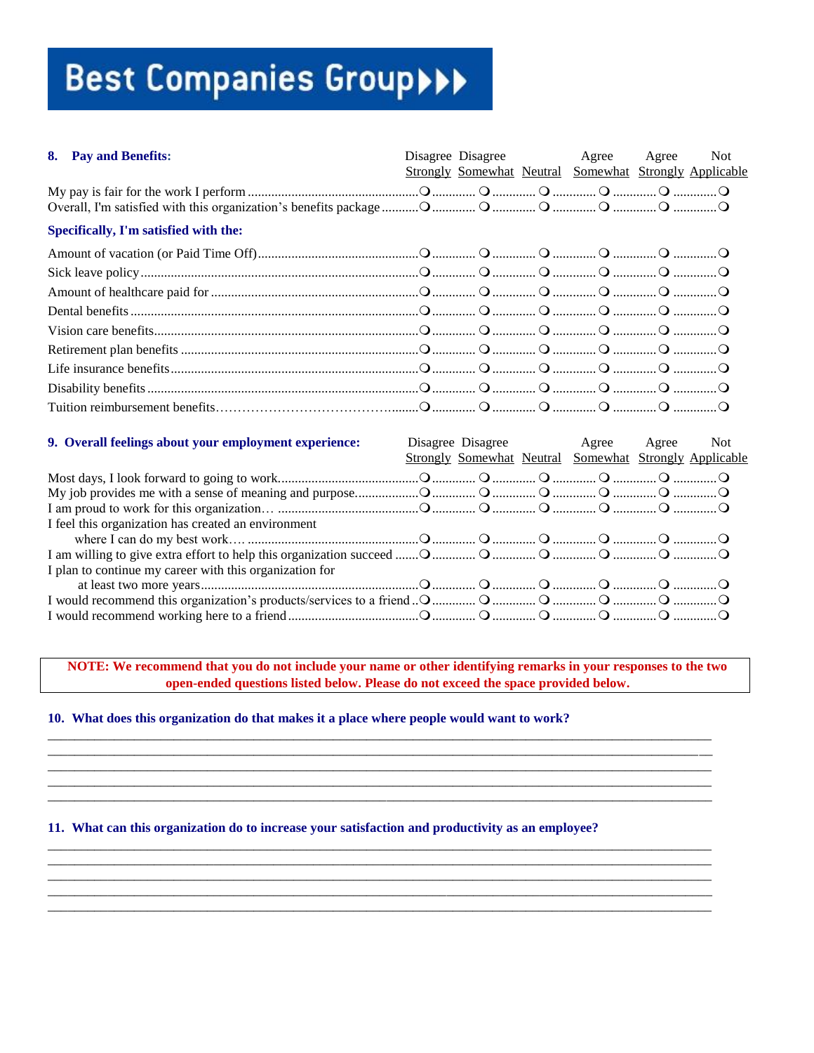# Best Companies Group

## 8. Pay and Benefits:

| | Disagree Strongly | Disagree Somewhat | Neutral | Agree Somewhat | Agree Strongly | Not Applicable |
|---|---|---|---|---|---|---|
| My pay is fair for the work I perform | ❍ | ❍ | ❍ | ❍ | ❍ | ❍ |
| Overall, I'm satisfied with this organization's benefits package | ❍ | ❍ | ❍ | ❍ | ❍ | ❍ |

**Specifically, I'm satisfied with the:**

| | Disagree Strongly | Disagree Somewhat | Neutral | Agree Somewhat | Agree Strongly | Not Applicable |
|---|---|---|---|---|---|---|
| Amount of vacation (or Paid Time Off) | ❍ | ❍ | ❍ | ❍ | ❍ | ❍ |
| Sick leave policy | ❍ | ❍ | ❍ | ❍ | ❍ | ❍ |
| Amount of healthcare paid for | ❍ | ❍ | ❍ | ❍ | ❍ | ❍ |
| Dental benefits | ❍ | ❍ | ❍ | ❍ | ❍ | ❍ |
| Vision care benefits | ❍ | ❍ | ❍ | ❍ | ❍ | ❍ |
| Retirement plan benefits | ❍ | ❍ | ❍ | ❍ | ❍ | ❍ |
| Life insurance benefits | ❍ | ❍ | ❍ | ❍ | ❍ | ❍ |
| Disability benefits | ❍ | ❍ | ❍ | ❍ | ❍ | ❍ |
| Tuition reimbursement benefits | ❍ | ❍ | ❍ | ❍ | ❍ | ❍ |

## 9. Overall feelings about your employment experience:

| | Disagree Strongly | Disagree Somewhat | Neutral | Agree Somewhat | Agree Strongly | Not Applicable |
|---|---|---|---|---|---|---|
| Most days, I look forward to going to work | ❍ | ❍ | ❍ | ❍ | ❍ | ❍ |
| My job provides me with a sense of meaning and purpose | ❍ | ❍ | ❍ | ❍ | ❍ | ❍ |
| I am proud to work for this organization… | ❍ | ❍ | ❍ | ❍ | ❍ | ❍ |
| I feel this organization has created an environment where I can do my best work…. | ❍ | ❍ | ❍ | ❍ | ❍ | ❍ |
| I am willing to give extra effort to help this organization succeed | ❍ | ❍ | ❍ | ❍ | ❍ | ❍ |
| I plan to continue my career with this organization for at least two more years | ❍ | ❍ | ❍ | ❍ | ❍ | ❍ |
| I would recommend this organization's products/services to a friend | ❍ | ❍ | ❍ | ❍ | ❍ | ❍ |
| I would recommend working here to a friend | ❍ | ❍ | ❍ | ❍ | ❍ | ❍ |

**NOTE: We recommend that you do not include your name or other identifying remarks in your responses to the two open-ended questions listed below. Please do not exceed the space provided below.**

## 10. What does this organization do that makes it a place where people would want to work?

______________________________________________________________________________

______________________________________________________________________________

______________________________________________________________________________

______________________________________________________________________________

______________________________________________________________________________

## 11. What can this organization do to increase your satisfaction and productivity as an employee?

______________________________________________________________________________

______________________________________________________________________________

______________________________________________________________________________

______________________________________________________________________________

______________________________________________________________________________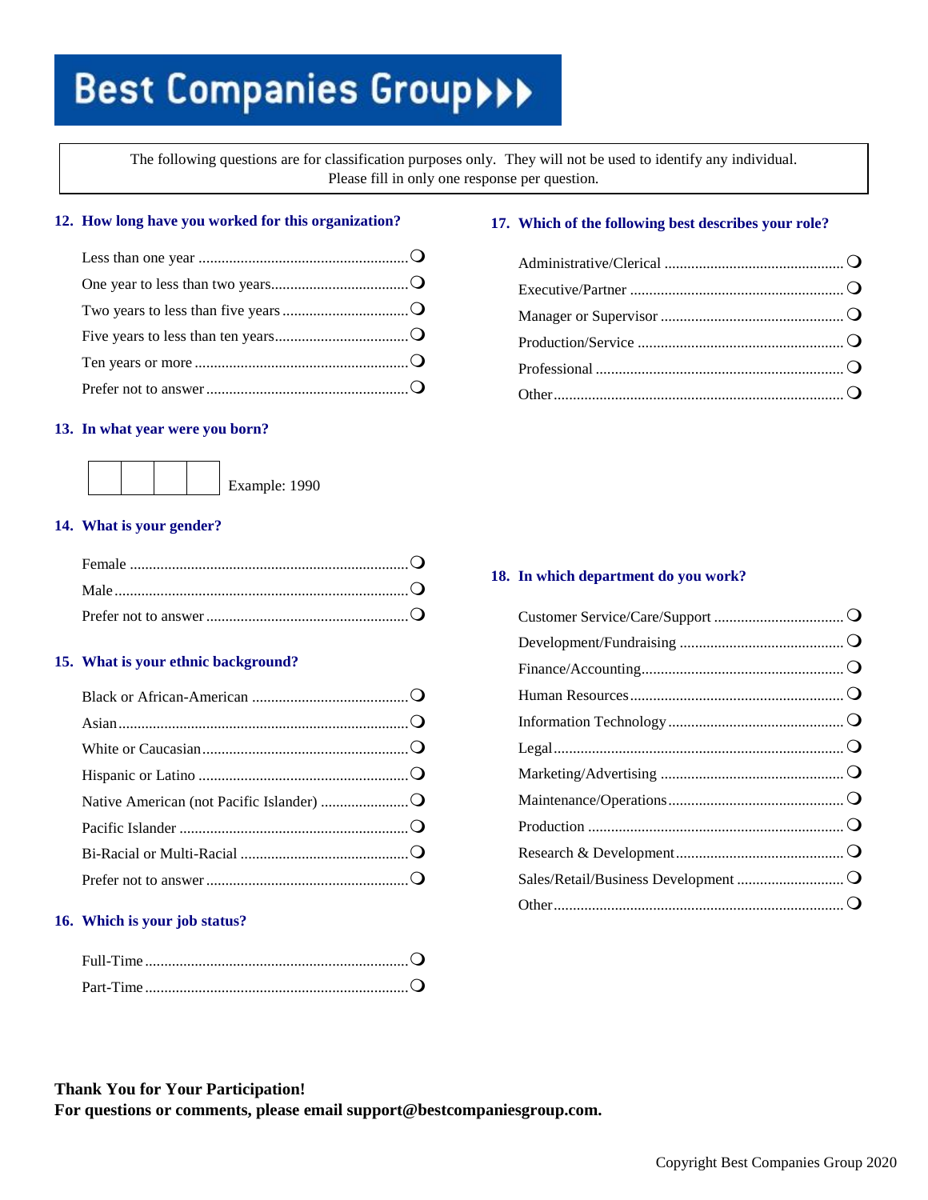# Best Companies Group

The following questions are for classification purposes only. They will not be used to identify any individual.
Please fill in only one response per question.

**12. How long have you worked for this organization?**

- Less than one year ❍
- One year to less than two years ❍
- Two years to less than five years ❍
- Five years to less than ten years ❍
- Ten years or more ❍
- Prefer not to answer ❍

**13. In what year were you born?**

| | | | |
|---|---|---|---|
| | | | |

Example: 1990

**14. What is your gender?**

- Female ❍
- Male ❍
- Prefer not to answer ❍

**15. What is your ethnic background?**

- Black or African-American ❍
- Asian ❍
- White or Caucasian ❍
- Hispanic or Latino ❍
- Native American (not Pacific Islander) ❍
- Pacific Islander ❍
- Bi-Racial or Multi-Racial ❍
- Prefer not to answer ❍

**16. Which is your job status?**

- Full-Time ❍
- Part-Time ❍

**17. Which of the following best describes your role?**

- Administrative/Clerical ❍
- Executive/Partner ❍
- Manager or Supervisor ❍
- Production/Service ❍
- Professional ❍
- Other ❍

**18. In which department do you work?**

- Customer Service/Care/Support ❍
- Development/Fundraising ❍
- Finance/Accounting ❍
- Human Resources ❍
- Information Technology ❍
- Legal ❍
- Marketing/Advertising ❍
- Maintenance/Operations ❍
- Production ❍
- Research & Development ❍
- Sales/Retail/Business Development ❍
- Other ❍

**Thank You for Your Participation!**
**For questions or comments, please email support@bestcompaniesgroup.com.**

Copyright Best Companies Group 2020